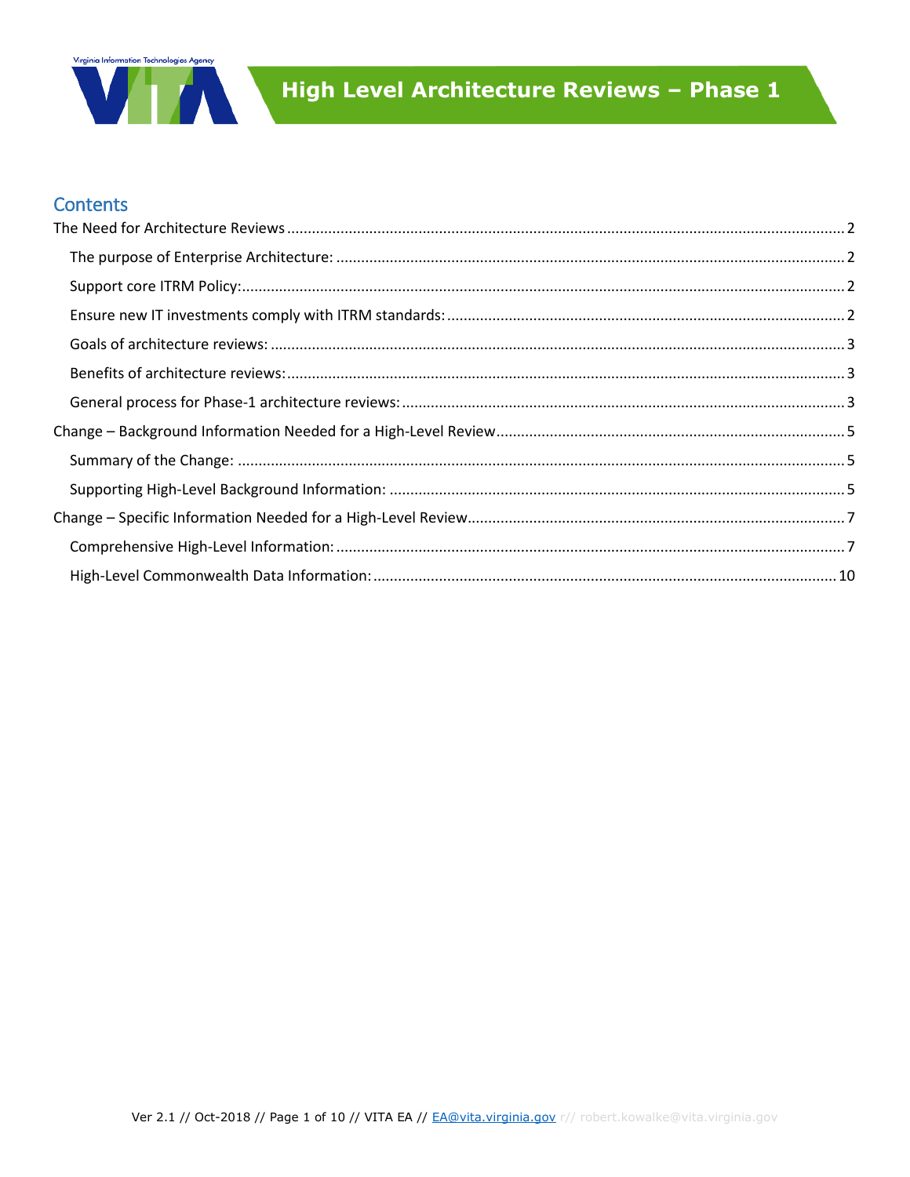# High Level Architecture Reviews – Phase 1

## Contents

The Need for Architecture Reviews ........ 2
- The purpose of Enterprise Architecture: ........ 2
- Support core ITRM Policy: ........ 2
- Ensure new IT investments comply with ITRM standards: ........ 2
- Goals of architecture reviews: ........ 3
- Benefits of architecture reviews: ........ 3
- General process for Phase-1 architecture reviews: ........ 3

Change – Background Information Needed for a High-Level Review ........ 5
- Summary of the Change: ........ 5
- Supporting High-Level Background Information: ........ 5

Change – Specific Information Needed for a High-Level Review ........ 7
- Comprehensive High-Level Information: ........ 7
- High-Level Commonwealth Data Information: ........ 10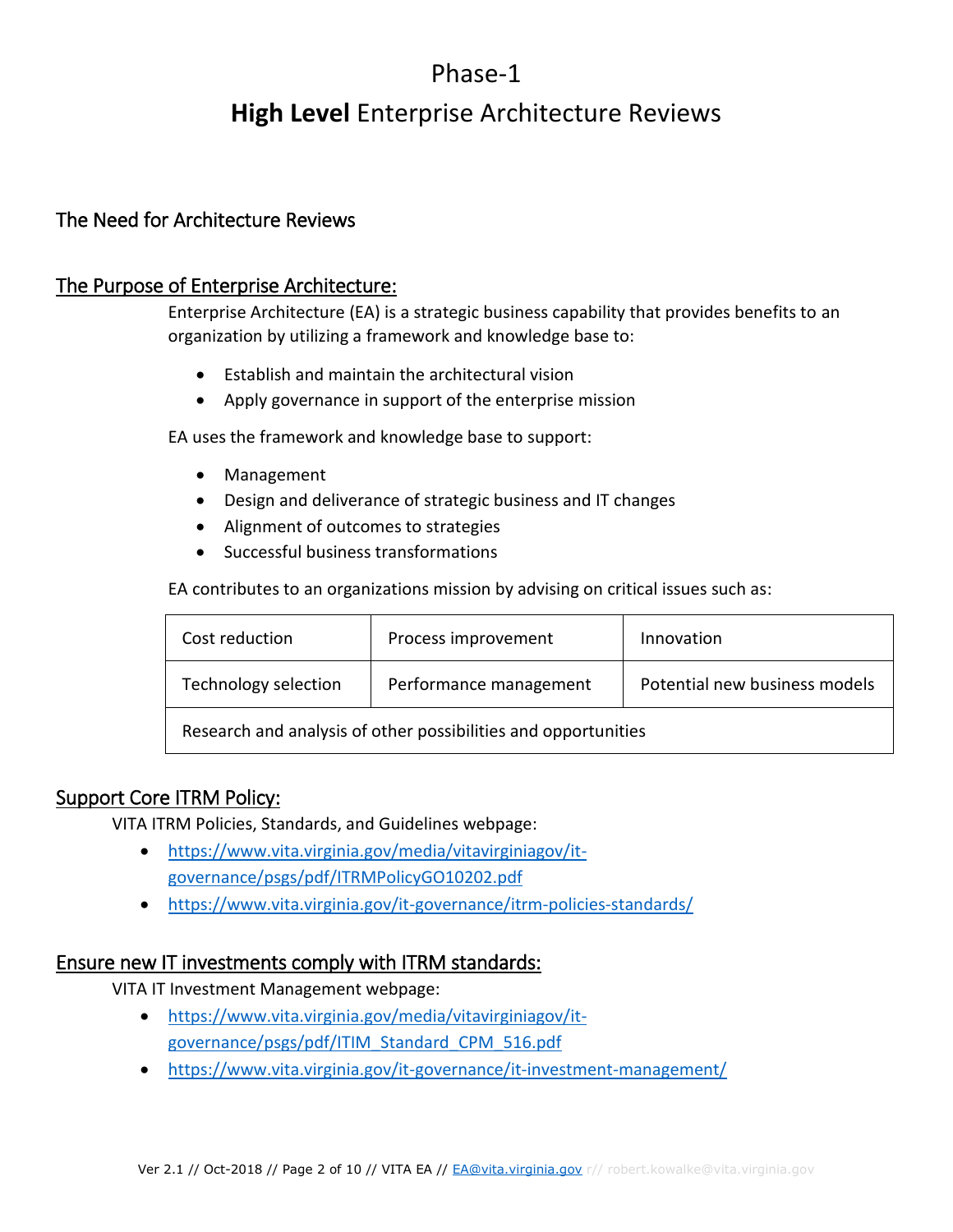# Phase-1

# **High Level** Enterprise Architecture Reviews

## The Need for Architecture Reviews

### The Purpose of Enterprise Architecture:

Enterprise Architecture (EA) is a strategic business capability that provides benefits to an organization by utilizing a framework and knowledge base to:

- Establish and maintain the architectural vision
- Apply governance in support of the enterprise mission

EA uses the framework and knowledge base to support:

- Management
- Design and deliverance of strategic business and IT changes
- Alignment of outcomes to strategies
- Successful business transformations

EA contributes to an organizations mission by advising on critical issues such as:

| Cost reduction | Process improvement | Innovation |
| --- | --- | --- |
| Technology selection | Performance management | Potential new business models |
| Research and analysis of other possibilities and opportunities | | |

### Support Core ITRM Policy:

VITA ITRM Policies, Standards, and Guidelines webpage:

- https://www.vita.virginia.gov/media/vitavirginiagov/it-governance/psgs/pdf/ITRMPolicyGO10202.pdf
- https://www.vita.virginia.gov/it-governance/itrm-policies-standards/

### Ensure new IT investments comply with ITRM standards:

VITA IT Investment Management webpage:

- https://www.vita.virginia.gov/media/vitavirginiagov/it-governance/psgs/pdf/ITIM_Standard_CPM_516.pdf
- https://www.vita.virginia.gov/it-governance/it-investment-management/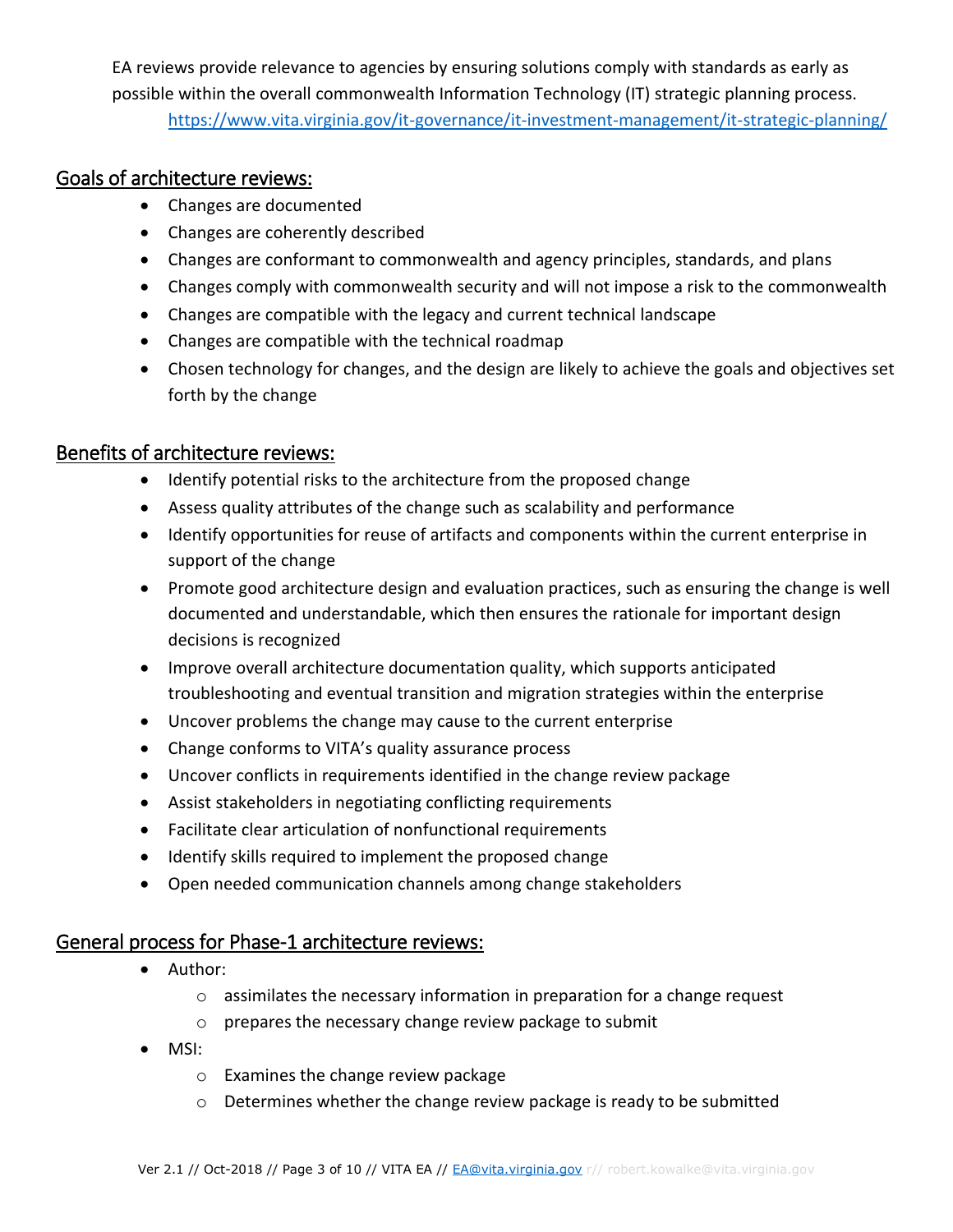EA reviews provide relevance to agencies by ensuring solutions comply with standards as early as possible within the overall commonwealth Information Technology (IT) strategic planning process.
https://www.vita.virginia.gov/it-governance/it-investment-management/it-strategic-planning/

## Goals of architecture reviews:

- Changes are documented
- Changes are coherently described
- Changes are conformant to commonwealth and agency principles, standards, and plans
- Changes comply with commonwealth security and will not impose a risk to the commonwealth
- Changes are compatible with the legacy and current technical landscape
- Changes are compatible with the technical roadmap
- Chosen technology for changes, and the design are likely to achieve the goals and objectives set forth by the change

## Benefits of architecture reviews:

- Identify potential risks to the architecture from the proposed change
- Assess quality attributes of the change such as scalability and performance
- Identify opportunities for reuse of artifacts and components within the current enterprise in support of the change
- Promote good architecture design and evaluation practices, such as ensuring the change is well documented and understandable, which then ensures the rationale for important design decisions is recognized
- Improve overall architecture documentation quality, which supports anticipated troubleshooting and eventual transition and migration strategies within the enterprise
- Uncover problems the change may cause to the current enterprise
- Change conforms to VITA's quality assurance process
- Uncover conflicts in requirements identified in the change review package
- Assist stakeholders in negotiating conflicting requirements
- Facilitate clear articulation of nonfunctional requirements
- Identify skills required to implement the proposed change
- Open needed communication channels among change stakeholders

## General process for Phase-1 architecture reviews:

- Author:
    - assimilates the necessary information in preparation for a change request
    - prepares the necessary change review package to submit
- MSI:
    - Examines the change review package
    - Determines whether the change review package is ready to be submitted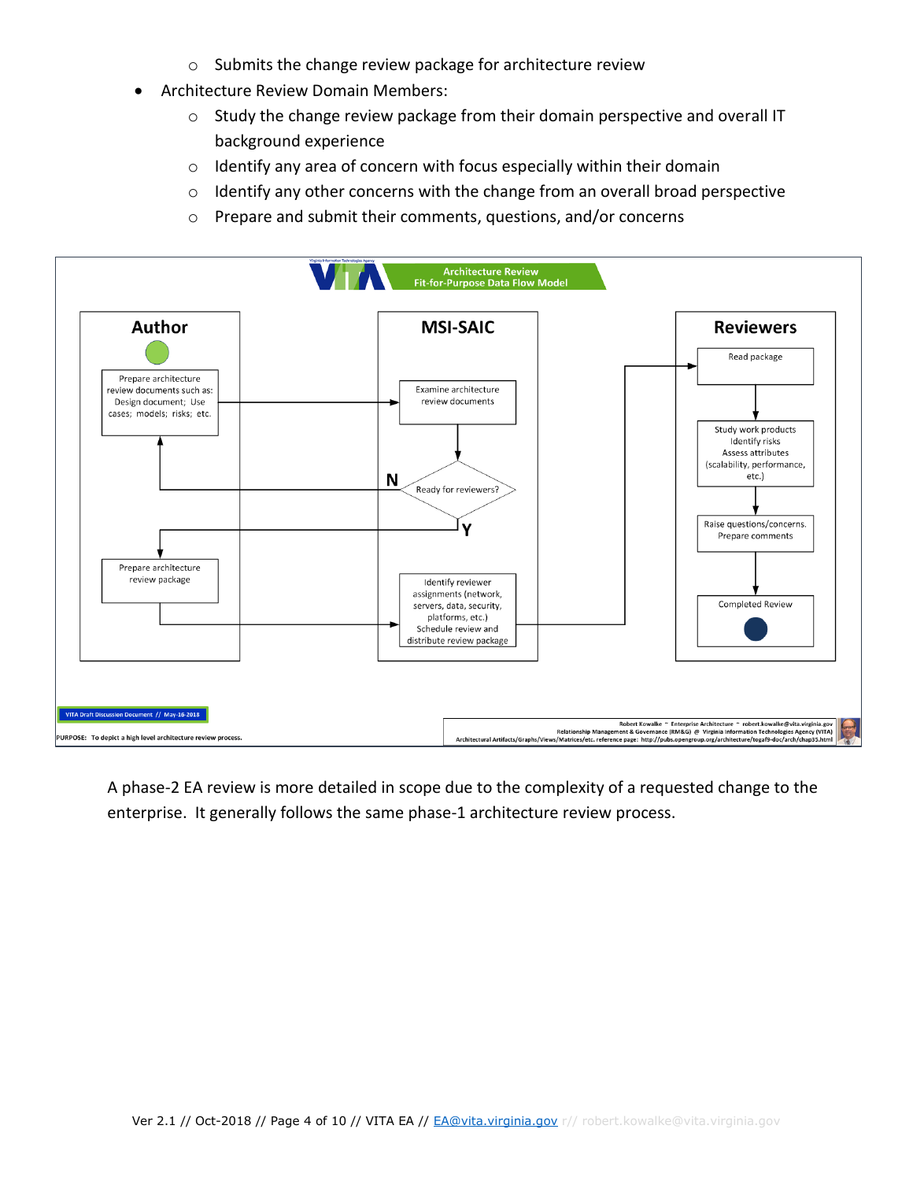- Submits the change review package for architecture review
- Architecture Review Domain Members:
   - Study the change review package from their domain perspective and overall IT background experience
   - Identify any area of concern with focus especially within their domain
   - Identify any other concerns with the change from an overall broad perspective
   - Prepare and submit their comments, questions, and/or concerns

**Architecture Review Fit-for-Purpose Data Flow Model**

**Author**

- Prepare architecture review documents such as: Design document; Use cases; models; risks; etc.
- Prepare architecture review package

**MSI-SAIC**

- Examine architecture review documents
- Ready for reviewers? (N → back to Author: Prepare architecture review documents; Y → Author: Prepare architecture review package)
- Identify reviewer assignments (network, servers, data, security, platforms, etc.) Schedule review and distribute review package

**Reviewers**

- Read package
- Study work products Identify risks Assess attributes (scalability, performance, etc.)
- Raise questions/concerns. Prepare comments
- Completed Review

VITA Draft Discussion Document // May-16-2018

PURPOSE: To depict a high level architecture review process.

Robert Kowalke ~ Enterprise Architecture ~ robert.kowalke@vita.virginia.gov
Relationship Management & Governance (RM&G) @ Virginia Information Technologies Agency (VITA)
Architectural Artifacts/Graphs/Views/Matrices/etc. reference page: http://pubs.opengroup.org/architecture/togaf9-doc/arch/chap35.html

A phase-2 EA review is more detailed in scope due to the complexity of a requested change to the enterprise. It generally follows the same phase-1 architecture review process.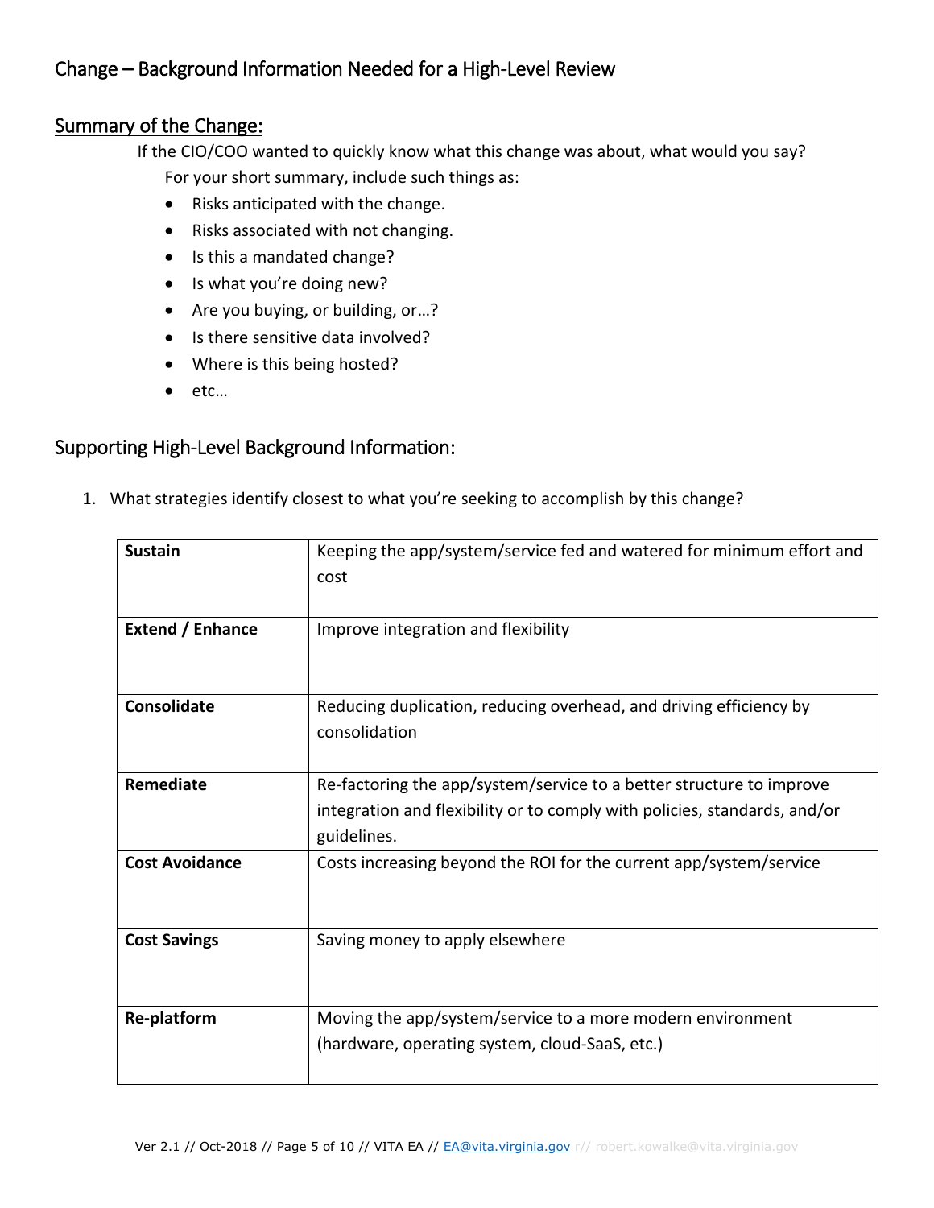# Change – Background Information Needed for a High-Level Review

## Summary of the Change:

If the CIO/COO wanted to quickly know what this change was about, what would you say?

For your short summary, include such things as:

- Risks anticipated with the change.
- Risks associated with not changing.
- Is this a mandated change?
- Is what you're doing new?
- Are you buying, or building, or…?
- Is there sensitive data involved?
- Where is this being hosted?
- etc…

## Supporting High-Level Background Information:

1. What strategies identify closest to what you're seeking to accomplish by this change?

| Strategy | Description |
| --- | --- |
| **Sustain** | Keeping the app/system/service fed and watered for minimum effort and cost |
| **Extend / Enhance** | Improve integration and flexibility |
| **Consolidate** | Reducing duplication, reducing overhead, and driving efficiency by consolidation |
| **Remediate** | Re-factoring the app/system/service to a better structure to improve integration and flexibility or to comply with policies, standards, and/or guidelines. |
| **Cost Avoidance** | Costs increasing beyond the ROI for the current app/system/service |
| **Cost Savings** | Saving money to apply elsewhere |
| **Re-platform** | Moving the app/system/service to a more modern environment (hardware, operating system, cloud-SaaS, etc.) |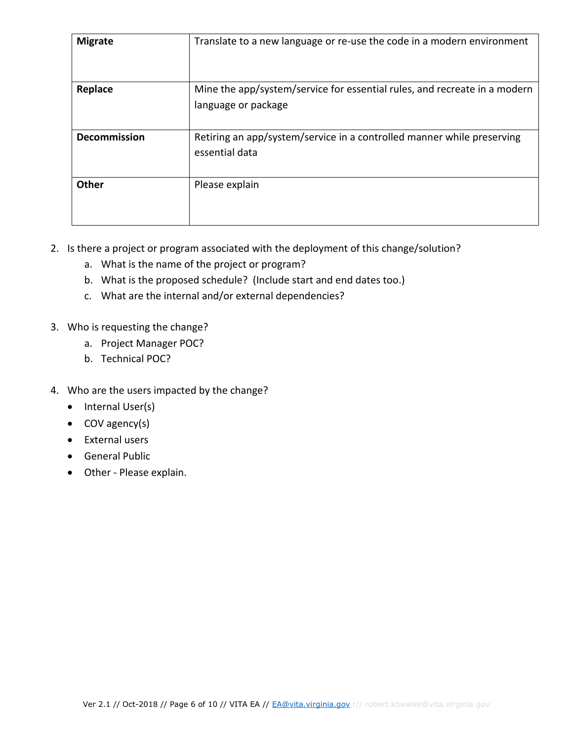| Migrate | Translate to a new language or re-use the code in a modern environment |
| --- | --- |
| Replace | Mine the app/system/service for essential rules, and recreate in a modern language or package |
| Decommission | Retiring an app/system/service in a controlled manner while preserving essential data |
| Other | Please explain |

2. Is there a project or program associated with the deployment of this change/solution?
    a. What is the name of the project or program?
    b. What is the proposed schedule? (Include start and end dates too.)
    c. What are the internal and/or external dependencies?

3. Who is requesting the change?
    a. Project Manager POC?
    b. Technical POC?

4. Who are the users impacted by the change?
    - Internal User(s)
    - COV agency(s)
    - External users
    - General Public
    - Other - Please explain.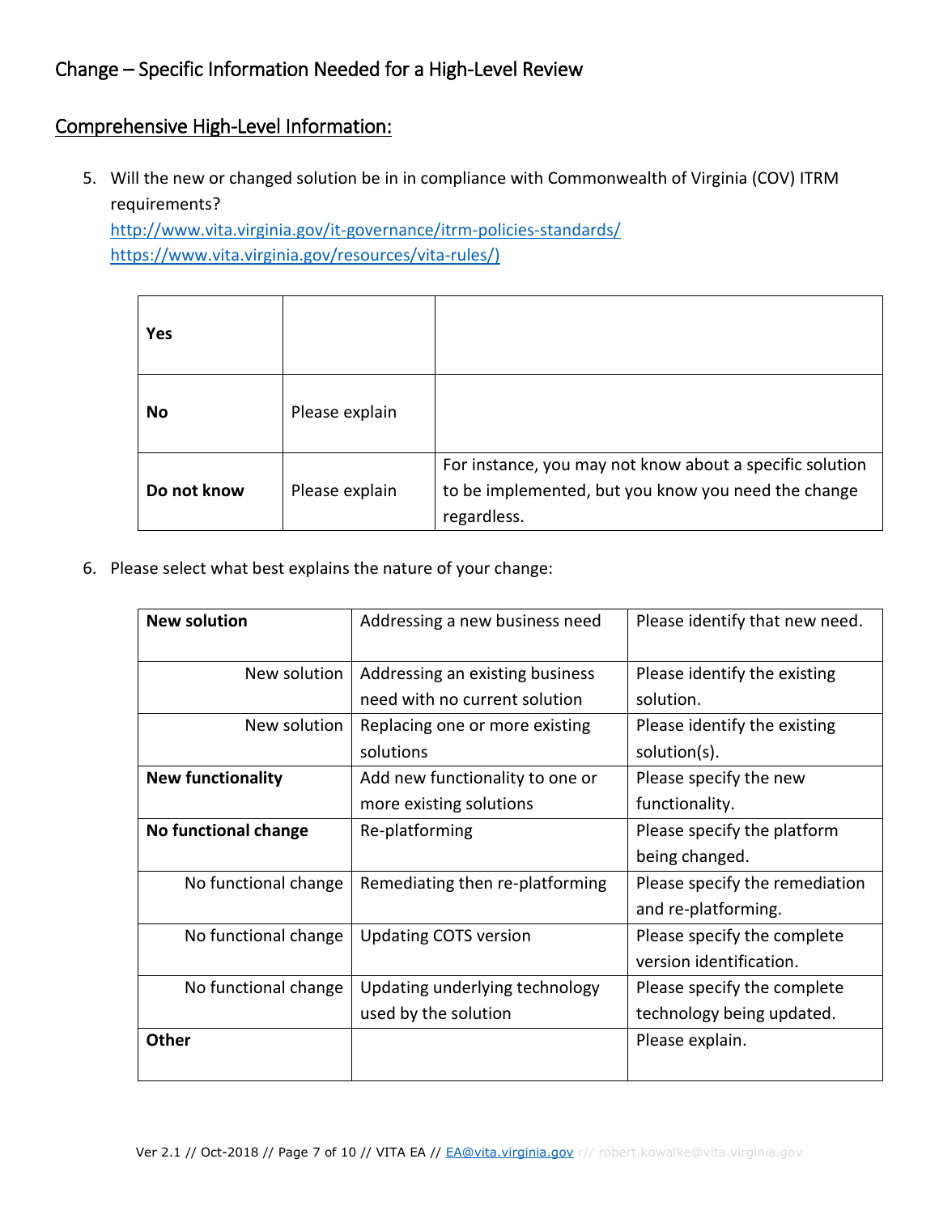## Change – Specific Information Needed for a High-Level Review

## Comprehensive High-Level Information:

5. Will the new or changed solution be in in compliance with Commonwealth of Virginia (COV) ITRM requirements?
   http://www.vita.virginia.gov/it-governance/itrm-policies-standards/
   https://www.vita.virginia.gov/resources/vita-rules/)

| | | |
|---|---|---|
| **Yes** | | |
| **No** | Please explain | |
| **Do not know** | Please explain | For instance, you may not know about a specific solution to be implemented, but you know you need the change regardless. |

6. Please select what best explains the nature of your change:

| | | |
|---|---|---|
| **New solution** | Addressing a new business need | Please identify that new need. |
| New solution | Addressing an existing business need with no current solution | Please identify the existing solution. |
| New solution | Replacing one or more existing solutions | Please identify the existing solution(s). |
| **New functionality** | Add new functionality to one or more existing solutions | Please specify the new functionality. |
| **No functional change** | Re-platforming | Please specify the platform being changed. |
| No functional change | Remediating then re-platforming | Please specify the remediation and re-platforming. |
| No functional change | Updating COTS version | Please specify the complete version identification. |
| No functional change | Updating underlying technology used by the solution | Please specify the complete technology being updated. |
| **Other** | | Please explain. |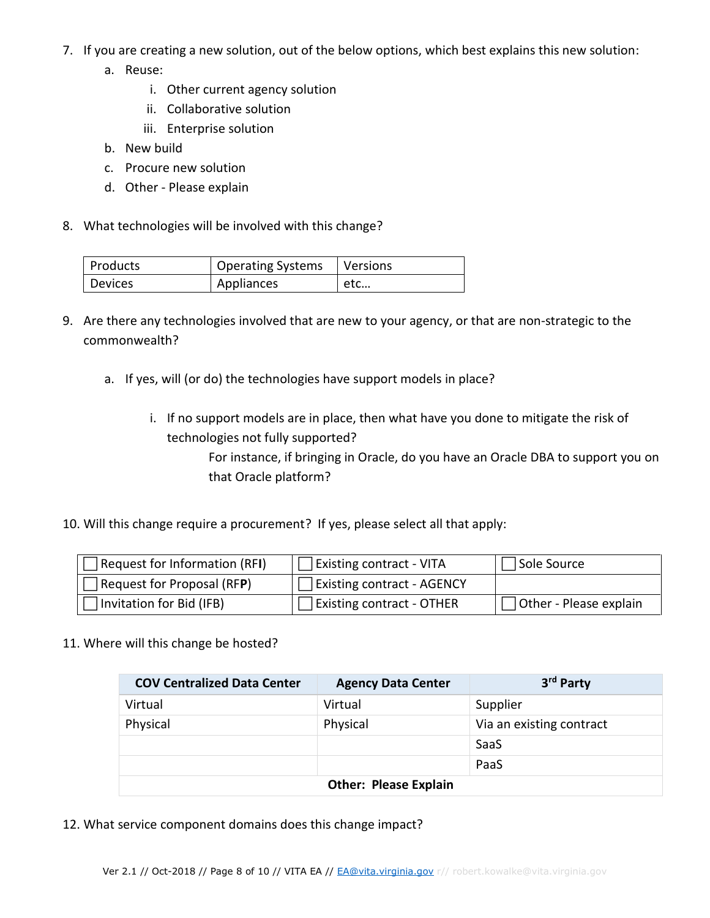7. If you are creating a new solution, out of the below options, which best explains this new solution:
   a. Reuse:
      i. Other current agency solution
      ii. Collaborative solution
      iii. Enterprise solution
   b. New build
   c. Procure new solution
   d. Other - Please explain

8. What technologies will be involved with this change?

| Products | Operating Systems | Versions |
|---|---|---|
| Devices | Appliances | etc… |

9. Are there any technologies involved that are new to your agency, or that are non-strategic to the commonwealth?

   a. If yes, will (or do) the technologies have support models in place?

      i. If no support models are in place, then what have you done to mitigate the risk of technologies not fully supported?
         For instance, if bringing in Oracle, do you have an Oracle DBA to support you on that Oracle platform?

10. Will this change require a procurement? If yes, please select all that apply:

| | | |
|---|---|---|
| ☐ Request for Information (RF**I**) | ☐ Existing contract - VITA | ☐ Sole Source |
| ☐ Request for Proposal (RF**P**) | ☐ Existing contract - AGENCY | |
| ☐ Invitation for Bid (IFB) | ☐ Existing contract - OTHER | ☐ Other - Please explain |

11. Where will this change be hosted?

| COV Centralized Data Center | Agency Data Center | 3rd Party |
|---|---|---|
| Virtual | Virtual | Supplier |
| Physical | Physical | Via an existing contract |
| | | SaaS |
| | | PaaS |
| **Other: Please Explain** | | |

12. What service component domains does this change impact?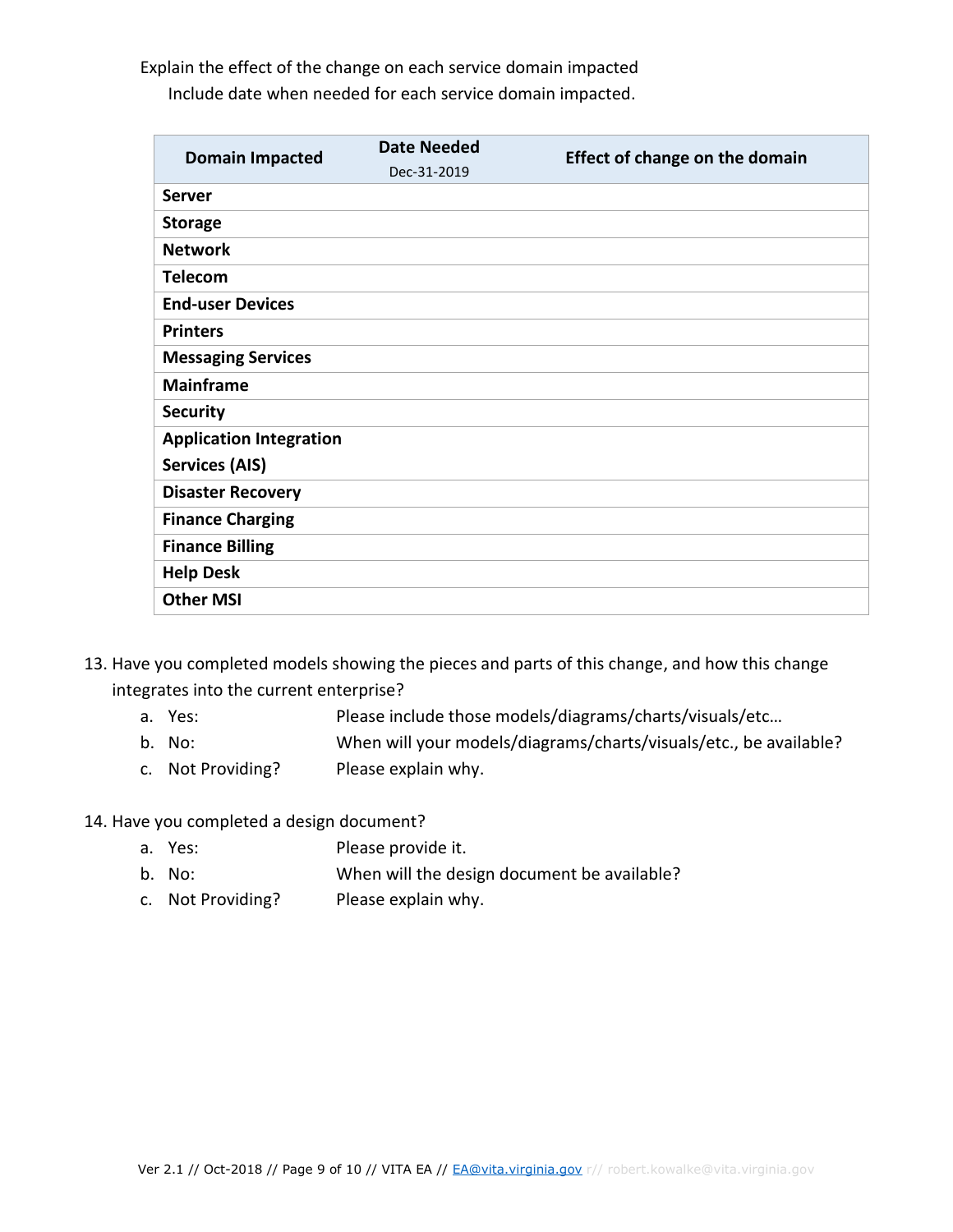Explain the effect of the change on each service domain impacted

Include date when needed for each service domain impacted.

| Domain Impacted | Date Needed Dec-31-2019 | Effect of change on the domain |
|---|---|---|
| **Server** | | |
| **Storage** | | |
| **Network** | | |
| **Telecom** | | |
| **End-user Devices** | | |
| **Printers** | | |
| **Messaging Services** | | |
| **Mainframe** | | |
| **Security** | | |
| **Application Integration Services (AIS)** | | |
| **Disaster Recovery** | | |
| **Finance Charging** | | |
| **Finance Billing** | | |
| **Help Desk** | | |
| **Other MSI** | | |

13. Have you completed models showing the pieces and parts of this change, and how this change integrates into the current enterprise?
    a. Yes: Please include those models/diagrams/charts/visuals/etc…
    b. No: When will your models/diagrams/charts/visuals/etc., be available?
    c. Not Providing? Please explain why.

14. Have you completed a design document?
    a. Yes: Please provide it.
    b. No: When will the design document be available?
    c. Not Providing? Please explain why.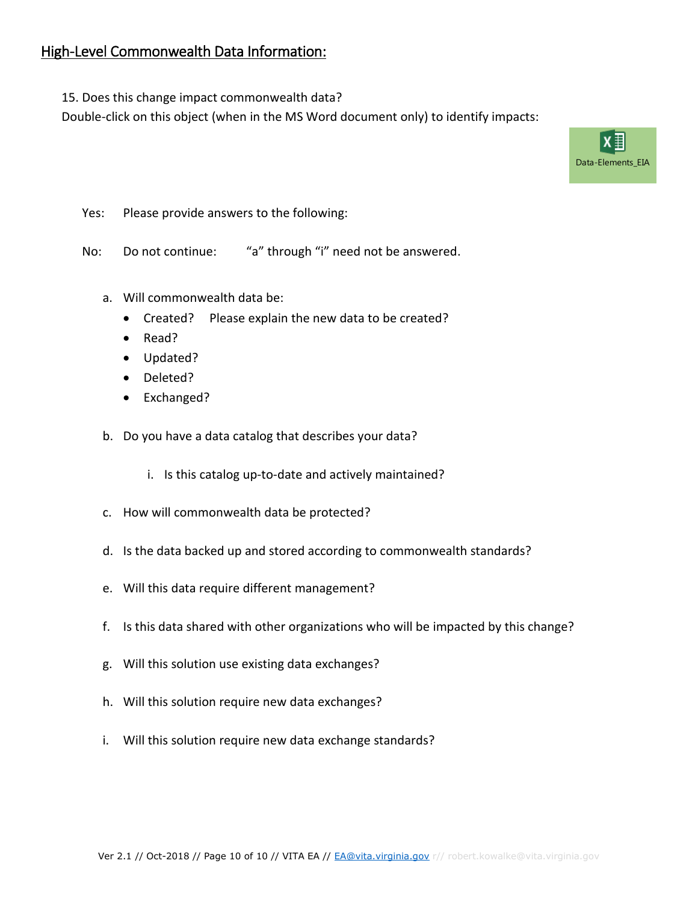## High-Level Commonwealth Data Information:

15. Does this change impact commonwealth data?
Double-click on this object (when in the MS Word document only) to identify impacts:

Data-Elements_EIA

Yes: Please provide answers to the following:

No: Do not continue: "a" through "i" need not be answered.

a. Will commonwealth data be:
   - Created? Please explain the new data to be created?
   - Read?
   - Updated?
   - Deleted?
   - Exchanged?

b. Do you have a data catalog that describes your data?

   i. Is this catalog up-to-date and actively maintained?

c. How will commonwealth data be protected?

d. Is the data backed up and stored according to commonwealth standards?

e. Will this data require different management?

f. Is this data shared with other organizations who will be impacted by this change?

g. Will this solution use existing data exchanges?

h. Will this solution require new data exchanges?

i. Will this solution require new data exchange standards?